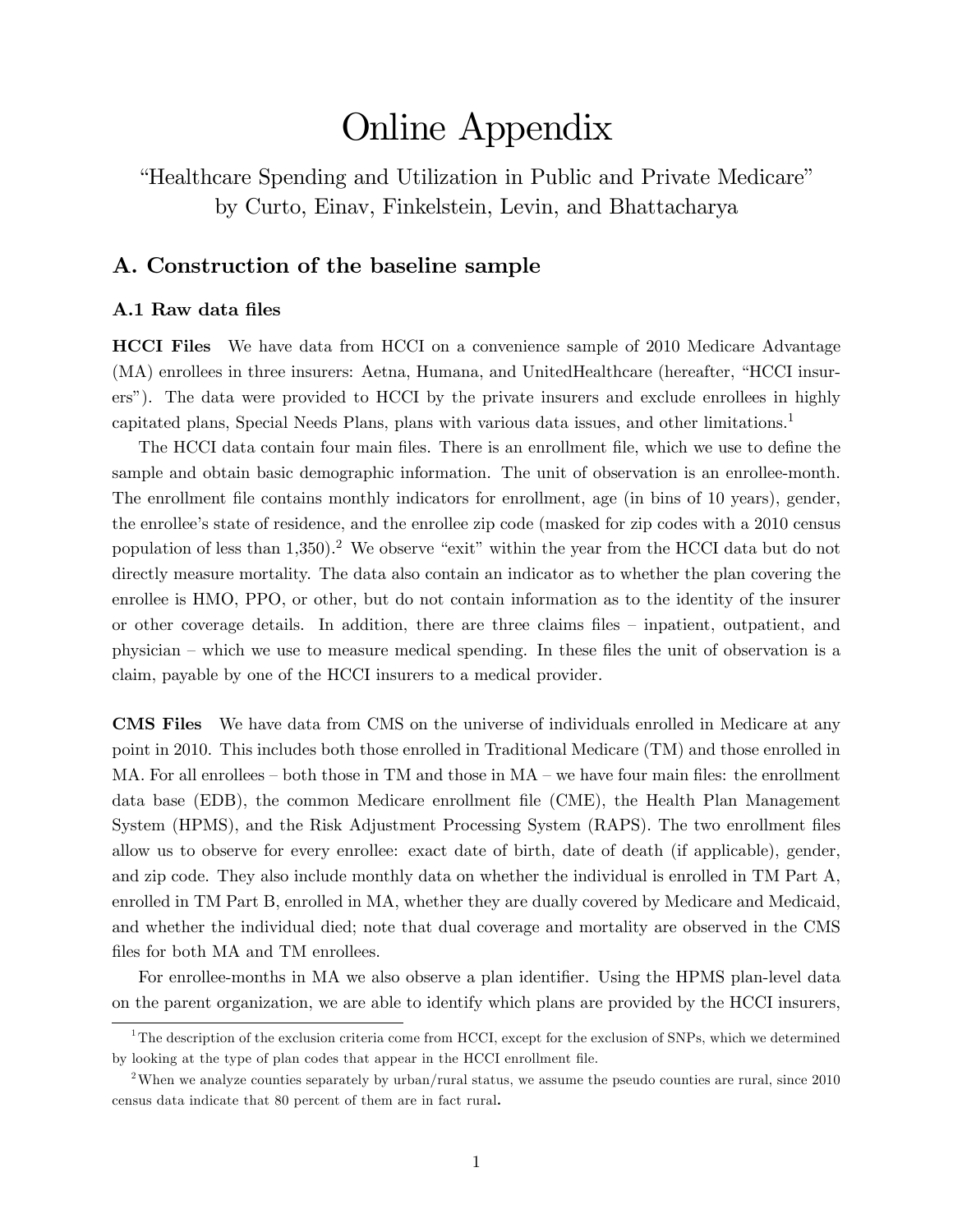# Online Appendix

"Healthcare Spending and Utilization in Public and Private Medicare" by Curto, Einav, Finkelstein, Levin, and Bhattacharya

## A. Construction of the baseline sample

### A.1 Raw data files

**HCCI Files** We have data from HCCI on a convenience sample of 2010 Medicare Advantage (MA) enrollees in three insurers: Aetna, Humana, and UnitedHealthcare (hereafter, "HCCI insurers"). The data were provided to HCCI by the private insurers and exclude enrollees in highly capitated plans, Special Needs Plans, plans with various data issues, and other limitations.[1]

The HCCI data contain four main files. There is an enrollment file, which we use to define the sample and obtain basic demographic information. The unit of observation is an enrollee-month. The enrollment file contains monthly indicators for enrollment, age (in bins of 10 years), gender, the enrollee's state of residence, and the enrollee zip code (masked for zip codes with a 2010 census population of less than 1,350).[2] We observe "exit" within the year from the HCCI data but do not directly measure mortality. The data also contain an indicator as to whether the plan covering the enrollee is HMO, PPO, or other, but do not contain information as to the identity of the insurer or other coverage details. In addition, there are three claims files – inpatient, outpatient, and physician – which we use to measure medical spending. In these files the unit of observation is a claim, payable by one of the HCCI insurers to a medical provider.

**CMS Files** We have data from CMS on the universe of individuals enrolled in Medicare at any point in 2010. This includes both those enrolled in Traditional Medicare (TM) and those enrolled in MA. For all enrollees – both those in TM and those in MA – we have four main files: the enrollment data base (EDB), the common Medicare enrollment file (CME), the Health Plan Management System (HPMS), and the Risk Adjustment Processing System (RAPS). The two enrollment files allow us to observe for every enrollee: exact date of birth, date of death (if applicable), gender, and zip code. They also include monthly data on whether the individual is enrolled in TM Part A, enrolled in TM Part B, enrolled in MA, whether they are dually covered by Medicare and Medicaid, and whether the individual died; note that dual coverage and mortality are observed in the CMS files for both MA and TM enrollees.

For enrollee-months in MA we also observe a plan identifier. Using the HPMS plan-level data on the parent organization, we are able to identify which plans are provided by the HCCI insurers,

[1] The description of the exclusion criteria come from HCCI, except for the exclusion of SNPs, which we determined by looking at the type of plan codes that appear in the HCCI enrollment file.

[2] When we analyze counties separately by urban/rural status, we assume the pseudo counties are rural, since 2010 census data indicate that 80 percent of them are in fact rural.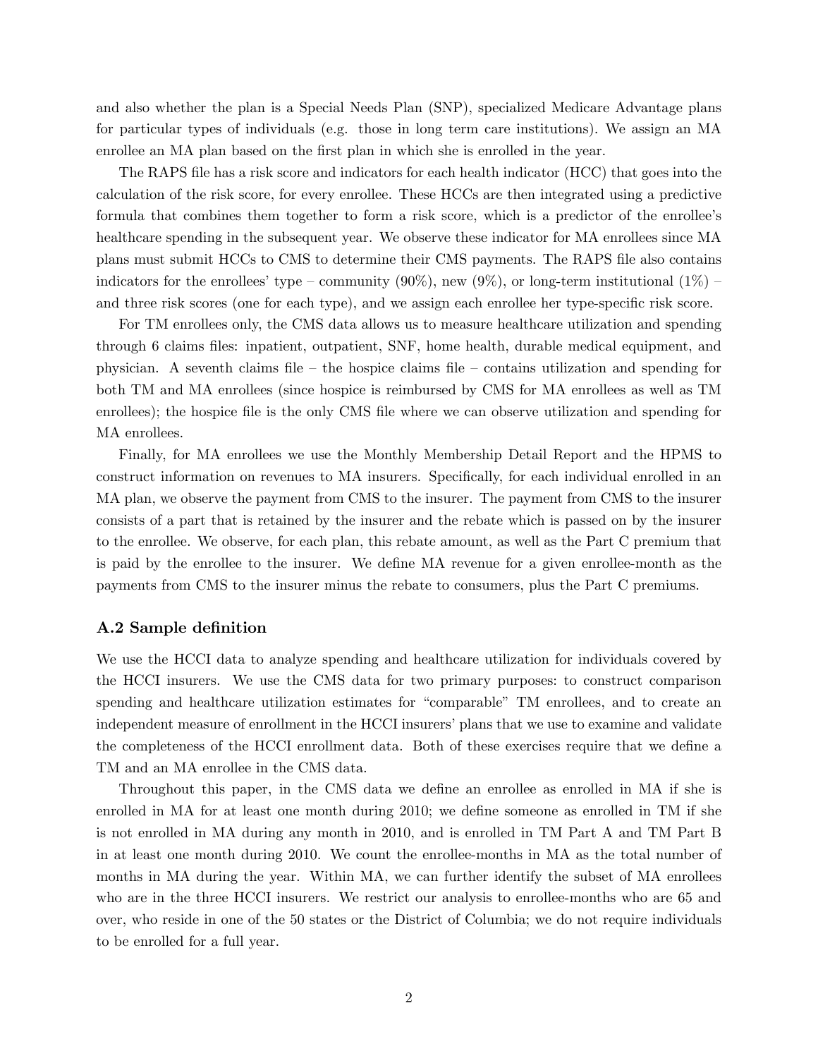and also whether the plan is a Special Needs Plan (SNP), specialized Medicare Advantage plans for particular types of individuals (e.g. those in long term care institutions). We assign an MA enrollee an MA plan based on the first plan in which she is enrolled in the year.

The RAPS file has a risk score and indicators for each health indicator (HCC) that goes into the calculation of the risk score, for every enrollee. These HCCs are then integrated using a predictive formula that combines them together to form a risk score, which is a predictor of the enrollee's healthcare spending in the subsequent year. We observe these indicator for MA enrollees since MA plans must submit HCCs to CMS to determine their CMS payments. The RAPS file also contains indicators for the enrollees' type – community (90%), new (9%), or long-term institutional (1%) – and three risk scores (one for each type), and we assign each enrollee her type-specific risk score.

For TM enrollees only, the CMS data allows us to measure healthcare utilization and spending through 6 claims files: inpatient, outpatient, SNF, home health, durable medical equipment, and physician. A seventh claims file – the hospice claims file – contains utilization and spending for both TM and MA enrollees (since hospice is reimbursed by CMS for MA enrollees as well as TM enrollees); the hospice file is the only CMS file where we can observe utilization and spending for MA enrollees.

Finally, for MA enrollees we use the Monthly Membership Detail Report and the HPMS to construct information on revenues to MA insurers. Specifically, for each individual enrolled in an MA plan, we observe the payment from CMS to the insurer. The payment from CMS to the insurer consists of a part that is retained by the insurer and the rebate which is passed on by the insurer to the enrollee. We observe, for each plan, this rebate amount, as well as the Part C premium that is paid by the enrollee to the insurer. We define MA revenue for a given enrollee-month as the payments from CMS to the insurer minus the rebate to consumers, plus the Part C premiums.

### A.2 Sample definition

We use the HCCI data to analyze spending and healthcare utilization for individuals covered by the HCCI insurers. We use the CMS data for two primary purposes: to construct comparison spending and healthcare utilization estimates for "comparable" TM enrollees, and to create an independent measure of enrollment in the HCCI insurers' plans that we use to examine and validate the completeness of the HCCI enrollment data. Both of these exercises require that we define a TM and an MA enrollee in the CMS data.

Throughout this paper, in the CMS data we define an enrollee as enrolled in MA if she is enrolled in MA for at least one month during 2010; we define someone as enrolled in TM if she is not enrolled in MA during any month in 2010, and is enrolled in TM Part A and TM Part B in at least one month during 2010. We count the enrollee-months in MA as the total number of months in MA during the year. Within MA, we can further identify the subset of MA enrollees who are in the three HCCI insurers. We restrict our analysis to enrollee-months who are 65 and over, who reside in one of the 50 states or the District of Columbia; we do not require individuals to be enrolled for a full year.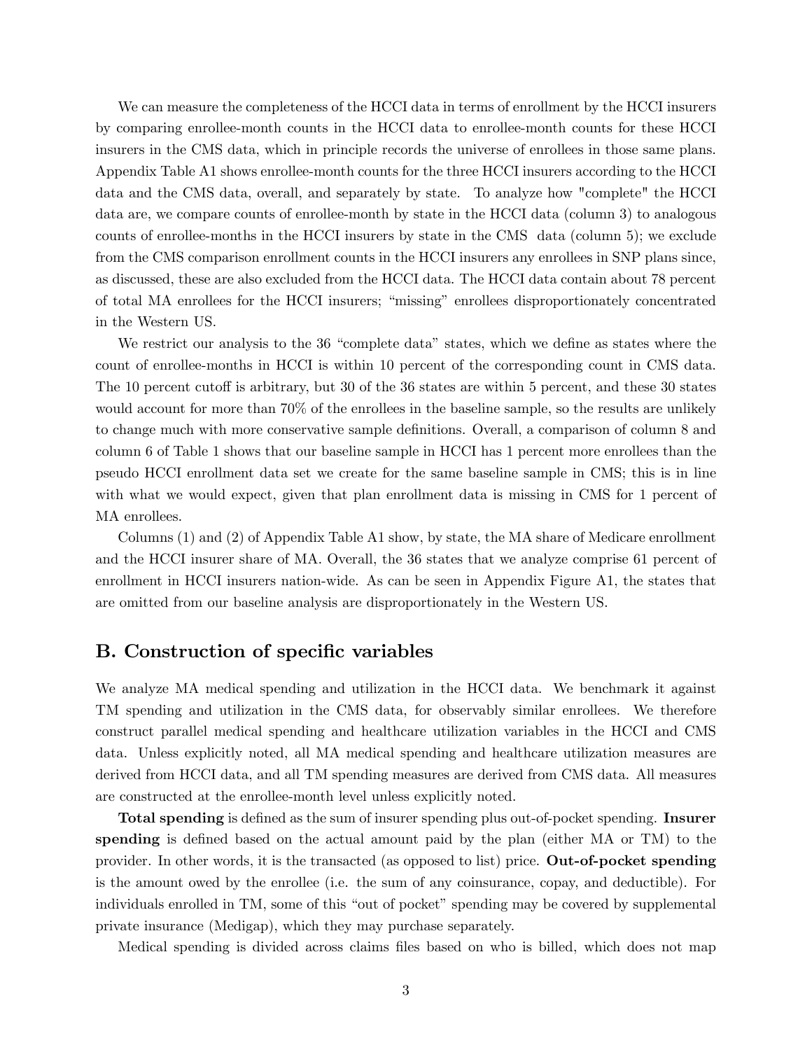We can measure the completeness of the HCCI data in terms of enrollment by the HCCI insurers by comparing enrollee-month counts in the HCCI data to enrollee-month counts for these HCCI insurers in the CMS data, which in principle records the universe of enrollees in those same plans. Appendix Table A1 shows enrollee-month counts for the three HCCI insurers according to the HCCI data and the CMS data, overall, and separately by state. To analyze how "complete" the HCCI data are, we compare counts of enrollee-month by state in the HCCI data (column 3) to analogous counts of enrollee-months in the HCCI insurers by state in the CMS data (column 5); we exclude from the CMS comparison enrollment counts in the HCCI insurers any enrollees in SNP plans since, as discussed, these are also excluded from the HCCI data. The HCCI data contain about 78 percent of total MA enrollees for the HCCI insurers; "missing" enrollees disproportionately concentrated in the Western US.

We restrict our analysis to the 36 "complete data" states, which we define as states where the count of enrollee-months in HCCI is within 10 percent of the corresponding count in CMS data. The 10 percent cutoff is arbitrary, but 30 of the 36 states are within 5 percent, and these 30 states would account for more than 70% of the enrollees in the baseline sample, so the results are unlikely to change much with more conservative sample definitions. Overall, a comparison of column 8 and column 6 of Table 1 shows that our baseline sample in HCCI has 1 percent more enrollees than the pseudo HCCI enrollment data set we create for the same baseline sample in CMS; this is in line with what we would expect, given that plan enrollment data is missing in CMS for 1 percent of MA enrollees.

Columns (1) and (2) of Appendix Table A1 show, by state, the MA share of Medicare enrollment and the HCCI insurer share of MA. Overall, the 36 states that we analyze comprise 61 percent of enrollment in HCCI insurers nation-wide. As can be seen in Appendix Figure A1, the states that are omitted from our baseline analysis are disproportionately in the Western US.

## B. Construction of specific variables

We analyze MA medical spending and utilization in the HCCI data. We benchmark it against TM spending and utilization in the CMS data, for observably similar enrollees. We therefore construct parallel medical spending and healthcare utilization variables in the HCCI and CMS data. Unless explicitly noted, all MA medical spending and healthcare utilization measures are derived from HCCI data, and all TM spending measures are derived from CMS data. All measures are constructed at the enrollee-month level unless explicitly noted.

**Total spending** is defined as the sum of insurer spending plus out-of-pocket spending. **Insurer spending** is defined based on the actual amount paid by the plan (either MA or TM) to the provider. In other words, it is the transacted (as opposed to list) price. **Out-of-pocket spending** is the amount owed by the enrollee (i.e. the sum of any coinsurance, copay, and deductible). For individuals enrolled in TM, some of this "out of pocket" spending may be covered by supplemental private insurance (Medigap), which they may purchase separately.

Medical spending is divided across claims files based on who is billed, which does not map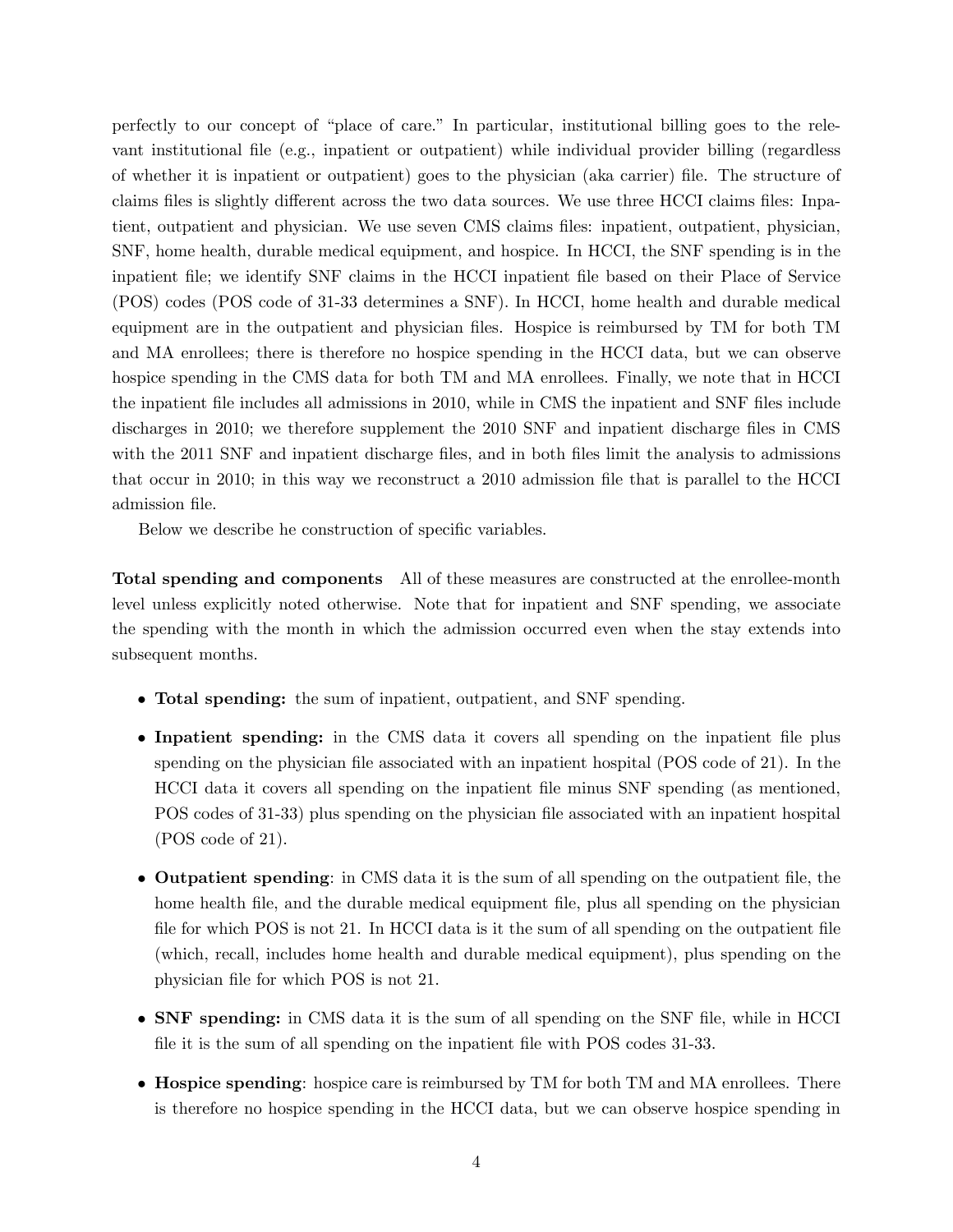perfectly to our concept of "place of care." In particular, institutional billing goes to the relevant institutional file (e.g., inpatient or outpatient) while individual provider billing (regardless of whether it is inpatient or outpatient) goes to the physician (aka carrier) file. The structure of claims files is slightly different across the two data sources. We use three HCCI claims files: Inpatient, outpatient and physician. We use seven CMS claims files: inpatient, outpatient, physician, SNF, home health, durable medical equipment, and hospice. In HCCI, the SNF spending is in the inpatient file; we identify SNF claims in the HCCI inpatient file based on their Place of Service (POS) codes (POS code of 31-33 determines a SNF). In HCCI, home health and durable medical equipment are in the outpatient and physician files. Hospice is reimbursed by TM for both TM and MA enrollees; there is therefore no hospice spending in the HCCI data, but we can observe hospice spending in the CMS data for both TM and MA enrollees. Finally, we note that in HCCI the inpatient file includes all admissions in 2010, while in CMS the inpatient and SNF files include discharges in 2010; we therefore supplement the 2010 SNF and inpatient discharge files in CMS with the 2011 SNF and inpatient discharge files, and in both files limit the analysis to admissions that occur in 2010; in this way we reconstruct a 2010 admission file that is parallel to the HCCI admission file.

Below we describe he construction of specific variables.

**Total spending and components** All of these measures are constructed at the enrollee-month level unless explicitly noted otherwise. Note that for inpatient and SNF spending, we associate the spending with the month in which the admission occurred even when the stay extends into subsequent months.

- **Total spending:** the sum of inpatient, outpatient, and SNF spending.
- **Inpatient spending:** in the CMS data it covers all spending on the inpatient file plus spending on the physician file associated with an inpatient hospital (POS code of 21). In the HCCI data it covers all spending on the inpatient file minus SNF spending (as mentioned, POS codes of 31-33) plus spending on the physician file associated with an inpatient hospital (POS code of 21).
- **Outpatient spending**: in CMS data it is the sum of all spending on the outpatient file, the home health file, and the durable medical equipment file, plus all spending on the physician file for which POS is not 21. In HCCI data is it the sum of all spending on the outpatient file (which, recall, includes home health and durable medical equipment), plus spending on the physician file for which POS is not 21.
- **SNF spending:** in CMS data it is the sum of all spending on the SNF file, while in HCCI file it is the sum of all spending on the inpatient file with POS codes 31-33.
- **Hospice spending**: hospice care is reimbursed by TM for both TM and MA enrollees. There is therefore no hospice spending in the HCCI data, but we can observe hospice spending in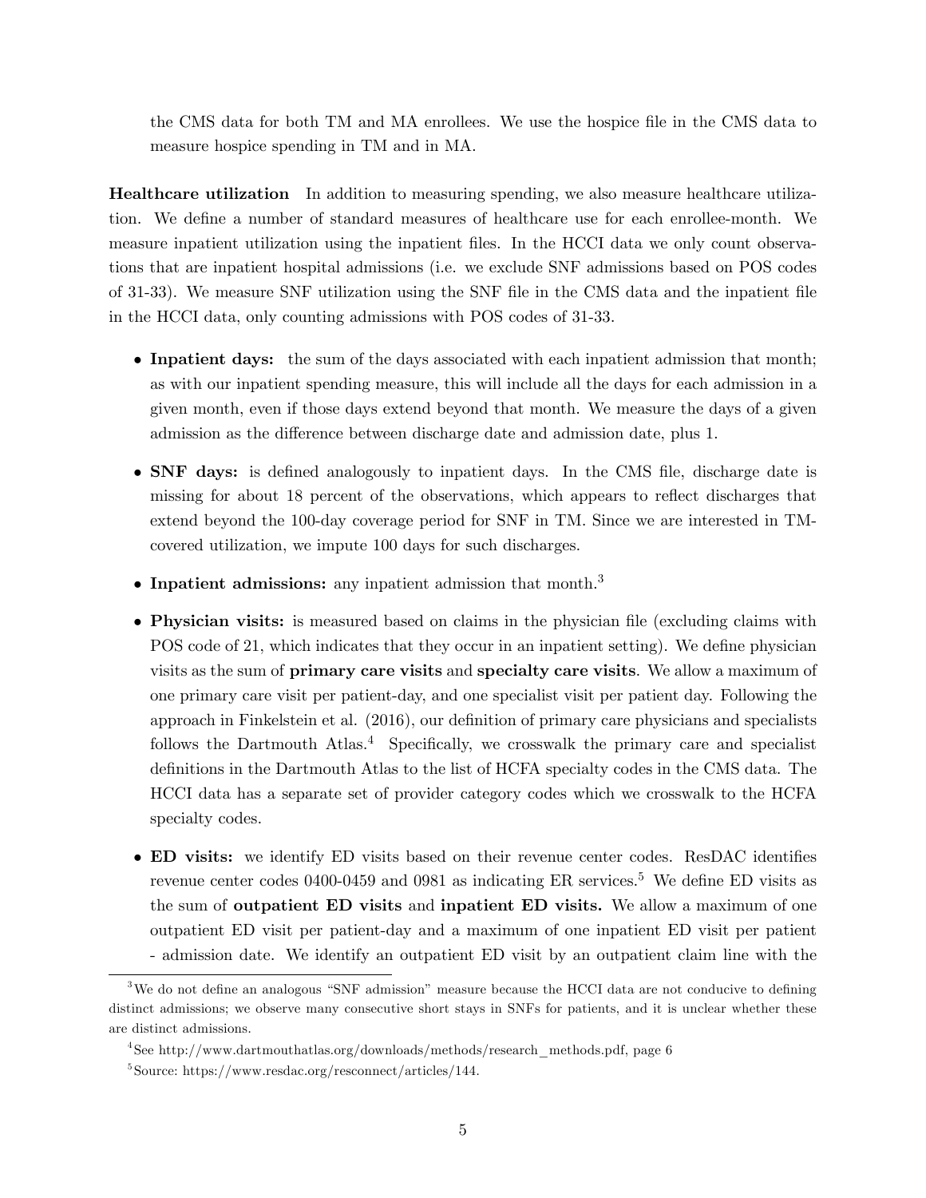the CMS data for both TM and MA enrollees. We use the hospice file in the CMS data to measure hospice spending in TM and in MA.

**Healthcare utilization** In addition to measuring spending, we also measure healthcare utilization. We define a number of standard measures of healthcare use for each enrollee-month. We measure inpatient utilization using the inpatient files. In the HCCI data we only count observations that are inpatient hospital admissions (i.e. we exclude SNF admissions based on POS codes of 31-33). We measure SNF utilization using the SNF file in the CMS data and the inpatient file in the HCCI data, only counting admissions with POS codes of 31-33.

- **Inpatient days:** the sum of the days associated with each inpatient admission that month; as with our inpatient spending measure, this will include all the days for each admission in a given month, even if those days extend beyond that month. We measure the days of a given admission as the difference between discharge date and admission date, plus 1.
- **SNF days:** is defined analogously to inpatient days. In the CMS file, discharge date is missing for about 18 percent of the observations, which appears to reflect discharges that extend beyond the 100-day coverage period for SNF in TM. Since we are interested in TM-covered utilization, we impute 100 days for such discharges.
- **Inpatient admissions:** any inpatient admission that month.[3]
- **Physician visits:** is measured based on claims in the physician file (excluding claims with POS code of 21, which indicates that they occur in an inpatient setting). We define physician visits as the sum of **primary care visits** and **specialty care visits**. We allow a maximum of one primary care visit per patient-day, and one specialist visit per patient day. Following the approach in Finkelstein et al. (2016), our definition of primary care physicians and specialists follows the Dartmouth Atlas.[4] Specifically, we crosswalk the primary care and specialist definitions in the Dartmouth Atlas to the list of HCFA specialty codes in the CMS data. The HCCI data has a separate set of provider category codes which we crosswalk to the HCFA specialty codes.
- **ED visits:** we identify ED visits based on their revenue center codes. ResDAC identifies revenue center codes 0400-0459 and 0981 as indicating ER services.[5] We define ED visits as the sum of **outpatient ED visits** and **inpatient ED visits.** We allow a maximum of one outpatient ED visit per patient-day and a maximum of one inpatient ED visit per patient - admission date. We identify an outpatient ED visit by an outpatient claim line with the

---

[3] We do not define an analogous "SNF admission" measure because the HCCI data are not conducive to defining distinct admissions; we observe many consecutive short stays in SNFs for patients, and it is unclear whether these are distinct admissions.

[4] See http://www.dartmouthatlas.org/downloads/methods/research_methods.pdf, page 6

[5] Source: https://www.resdac.org/resconnect/articles/144.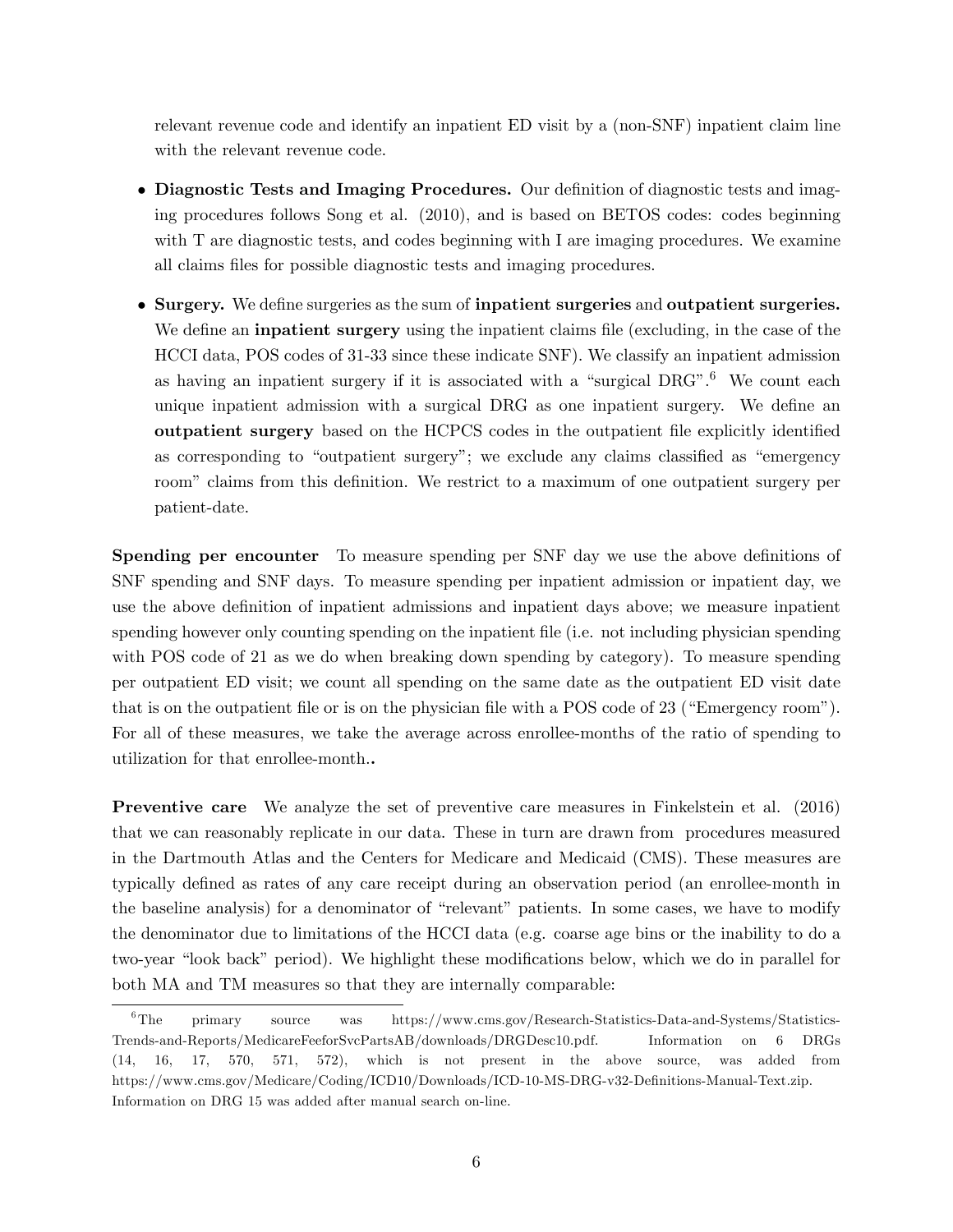relevant revenue code and identify an inpatient ED visit by a (non-SNF) inpatient claim line with the relevant revenue code.

- **Diagnostic Tests and Imaging Procedures.** Our definition of diagnostic tests and imaging procedures follows Song et al. (2010), and is based on BETOS codes: codes beginning with T are diagnostic tests, and codes beginning with I are imaging procedures. We examine all claims files for possible diagnostic tests and imaging procedures.

- **Surgery.** We define surgeries as the sum of **inpatient surgeries** and **outpatient surgeries.** We define an **inpatient surgery** using the inpatient claims file (excluding, in the case of the HCCI data, POS codes of 31-33 since these indicate SNF). We classify an inpatient admission as having an inpatient surgery if it is associated with a "surgical DRG".[6] We count each unique inpatient admission with a surgical DRG as one inpatient surgery. We define an **outpatient surgery** based on the HCPCS codes in the outpatient file explicitly identified as corresponding to "outpatient surgery"; we exclude any claims classified as "emergency room" claims from this definition. We restrict to a maximum of one outpatient surgery per patient-date.

**Spending per encounter** To measure spending per SNF day we use the above definitions of SNF spending and SNF days. To measure spending per inpatient admission or inpatient day, we use the above definition of inpatient admissions and inpatient days above; we measure inpatient spending however only counting spending on the inpatient file (i.e. not including physician spending with POS code of 21 as we do when breaking down spending by category). To measure spending per outpatient ED visit; we count all spending on the same date as the outpatient ED visit date that is on the outpatient file or is on the physician file with a POS code of 23 ("Emergency room"). For all of these measures, we take the average across enrollee-months of the ratio of spending to utilization for that enrollee-month..

**Preventive care** We analyze the set of preventive care measures in Finkelstein et al. (2016) that we can reasonably replicate in our data. These in turn are drawn from procedures measured in the Dartmouth Atlas and the Centers for Medicare and Medicaid (CMS). These measures are typically defined as rates of any care receipt during an observation period (an enrollee-month in the baseline analysis) for a denominator of "relevant" patients. In some cases, we have to modify the denominator due to limitations of the HCCI data (e.g. coarse age bins or the inability to do a two-year "look back" period). We highlight these modifications below, which we do in parallel for both MA and TM measures so that they are internally comparable:

---

[6] The primary source was https://www.cms.gov/Research-Statistics-Data-and-Systems/Statistics-Trends-and-Reports/MedicareFeeforSvcPartsAB/downloads/DRGDesc10.pdf. Information on 6 DRGs (14, 16, 17, 570, 571, 572), which is not present in the above source, was added from https://www.cms.gov/Medicare/Coding/ICD10/Downloads/ICD-10-MS-DRG-v32-Definitions-Manual-Text.zip. Information on DRG 15 was added after manual search on-line.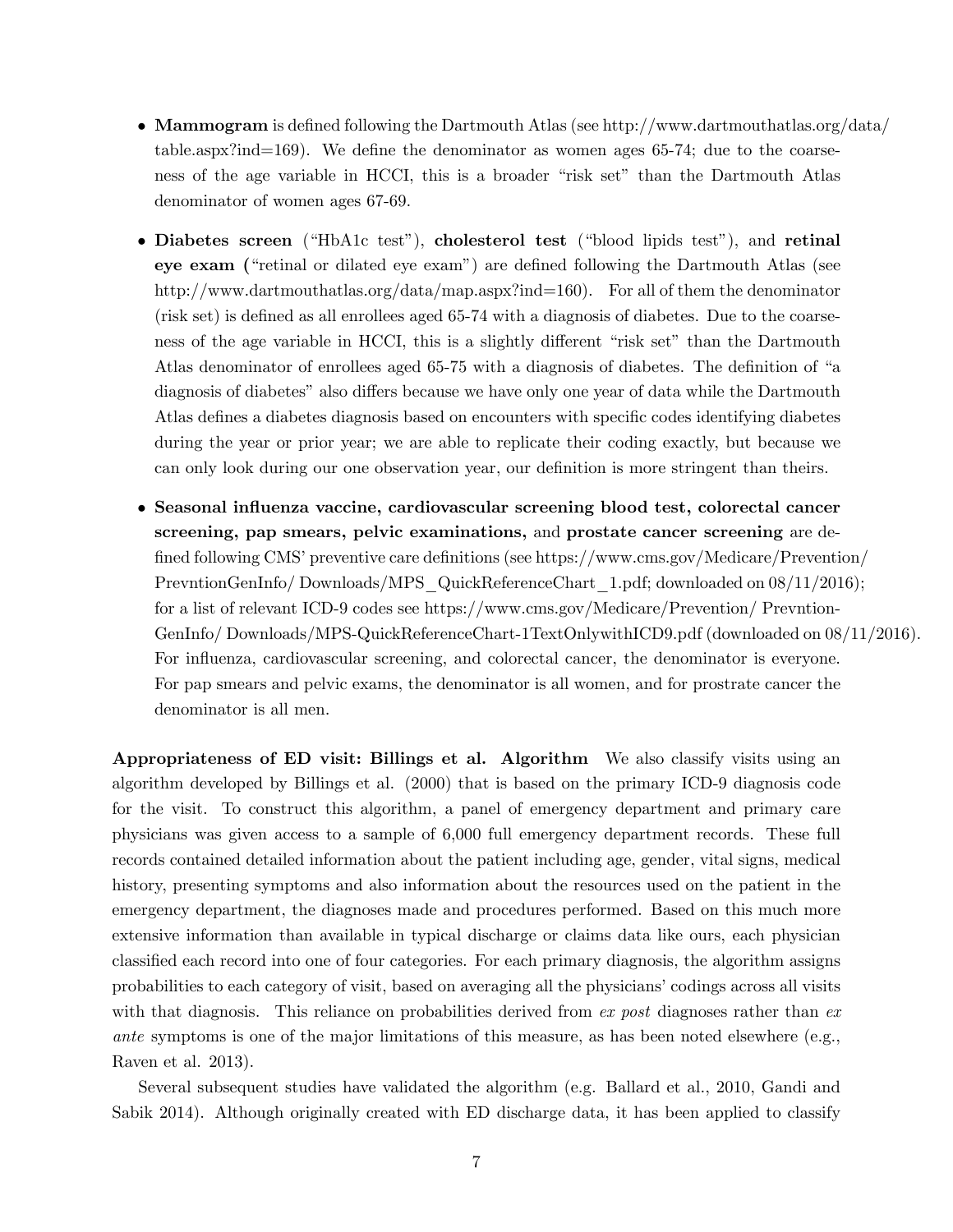- **Mammogram** is defined following the Dartmouth Atlas (see http://www.dartmouthatlas.org/data/table.aspx?ind=169). We define the denominator as women ages 65-74; due to the coarseness of the age variable in HCCI, this is a broader "risk set" than the Dartmouth Atlas denominator of women ages 67-69.

- **Diabetes screen** ("HbA1c test"), **cholesterol test** ("blood lipids test"), and **retinal eye exam (**"retinal or dilated eye exam") are defined following the Dartmouth Atlas (see http://www.dartmouthatlas.org/data/map.aspx?ind=160). For all of them the denominator (risk set) is defined as all enrollees aged 65-74 with a diagnosis of diabetes. Due to the coarseness of the age variable in HCCI, this is a slightly different "risk set" than the Dartmouth Atlas denominator of enrollees aged 65-75 with a diagnosis of diabetes. The definition of "a diagnosis of diabetes" also differs because we have only one year of data while the Dartmouth Atlas defines a diabetes diagnosis based on encounters with specific codes identifying diabetes during the year or prior year; we are able to replicate their coding exactly, but because we can only look during our one observation year, our definition is more stringent than theirs.

- **Seasonal influenza vaccine, cardiovascular screening blood test, colorectal cancer screening, pap smears, pelvic examinations,** and **prostate cancer screening** are defined following CMS' preventive care definitions (see https://www.cms.gov/Medicare/Prevention/PrevntionGenInfo/ Downloads/MPS_QuickReferenceChart_1.pdf; downloaded on 08/11/2016); for a list of relevant ICD-9 codes see https://www.cms.gov/Medicare/Prevention/ PrevntionGenInfo/ Downloads/MPS-QuickReferenceChart-1TextOnlywithICD9.pdf (downloaded on 08/11/2016). For influenza, cardiovascular screening, and colorectal cancer, the denominator is everyone. For pap smears and pelvic exams, the denominator is all women, and for prostrate cancer the denominator is all men.

**Appropriateness of ED visit: Billings et al. Algorithm** We also classify visits using an algorithm developed by Billings et al. (2000) that is based on the primary ICD-9 diagnosis code for the visit. To construct this algorithm, a panel of emergency department and primary care physicians was given access to a sample of 6,000 full emergency department records. These full records contained detailed information about the patient including age, gender, vital signs, medical history, presenting symptoms and also information about the resources used on the patient in the emergency department, the diagnoses made and procedures performed. Based on this much more extensive information than available in typical discharge or claims data like ours, each physician classified each record into one of four categories. For each primary diagnosis, the algorithm assigns probabilities to each category of visit, based on averaging all the physicians' codings across all visits with that diagnosis. This reliance on probabilities derived from *ex post* diagnoses rather than *ex ante* symptoms is one of the major limitations of this measure, as has been noted elsewhere (e.g., Raven et al. 2013).

Several subsequent studies have validated the algorithm (e.g. Ballard et al., 2010, Gandi and Sabik 2014). Although originally created with ED discharge data, it has been applied to classify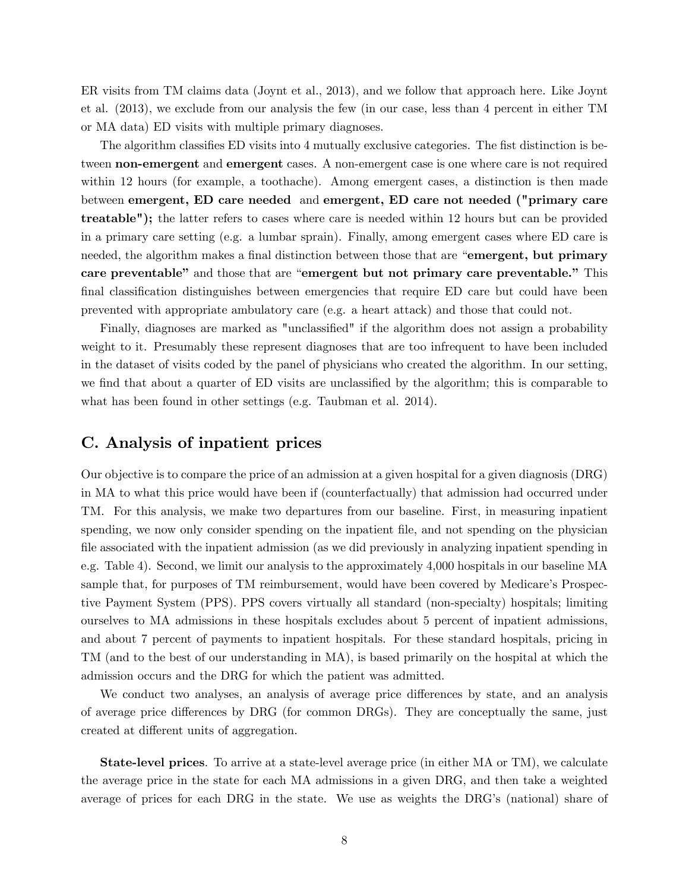ER visits from TM claims data (Joynt et al., 2013), and we follow that approach here. Like Joynt et al. (2013), we exclude from our analysis the few (in our case, less than 4 percent in either TM or MA data) ED visits with multiple primary diagnoses.

The algorithm classifies ED visits into 4 mutually exclusive categories. The fist distinction is between **non-emergent** and **emergent** cases. A non-emergent case is one where care is not required within 12 hours (for example, a toothache). Among emergent cases, a distinction is then made between **emergent, ED care needed** and **emergent, ED care not needed ("primary care treatable");** the latter refers to cases where care is needed within 12 hours but can be provided in a primary care setting (e.g. a lumbar sprain). Finally, among emergent cases where ED care is needed, the algorithm makes a final distinction between those that are "**emergent, but primary care preventable"** and those that are "**emergent but not primary care preventable."** This final classification distinguishes between emergencies that require ED care but could have been prevented with appropriate ambulatory care (e.g. a heart attack) and those that could not.

Finally, diagnoses are marked as "unclassified" if the algorithm does not assign a probability weight to it. Presumably these represent diagnoses that are too infrequent to have been included in the dataset of visits coded by the panel of physicians who created the algorithm. In our setting, we find that about a quarter of ED visits are unclassified by the algorithm; this is comparable to what has been found in other settings (e.g. Taubman et al. 2014).

## C. Analysis of inpatient prices

Our objective is to compare the price of an admission at a given hospital for a given diagnosis (DRG) in MA to what this price would have been if (counterfactually) that admission had occurred under TM. For this analysis, we make two departures from our baseline. First, in measuring inpatient spending, we now only consider spending on the inpatient file, and not spending on the physician file associated with the inpatient admission (as we did previously in analyzing inpatient spending in e.g. Table 4). Second, we limit our analysis to the approximately 4,000 hospitals in our baseline MA sample that, for purposes of TM reimbursement, would have been covered by Medicare's Prospective Payment System (PPS). PPS covers virtually all standard (non-specialty) hospitals; limiting ourselves to MA admissions in these hospitals excludes about 5 percent of inpatient admissions, and about 7 percent of payments to inpatient hospitals. For these standard hospitals, pricing in TM (and to the best of our understanding in MA), is based primarily on the hospital at which the admission occurs and the DRG for which the patient was admitted.

We conduct two analyses, an analysis of average price differences by state, and an analysis of average price differences by DRG (for common DRGs). They are conceptually the same, just created at different units of aggregation.

**State-level prices**. To arrive at a state-level average price (in either MA or TM), we calculate the average price in the state for each MA admissions in a given DRG, and then take a weighted average of prices for each DRG in the state. We use as weights the DRG's (national) share of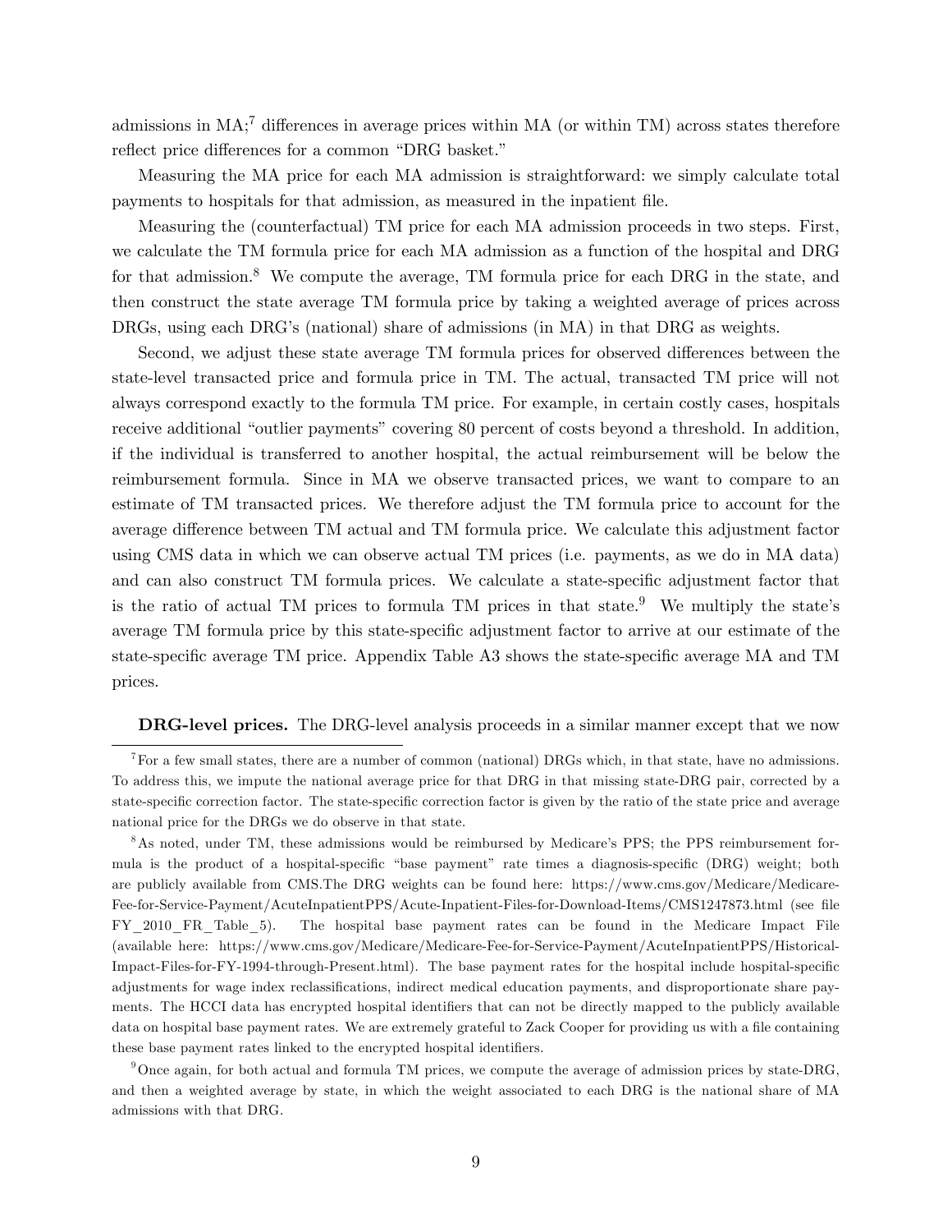admissions in MA;[7] differences in average prices within MA (or within TM) across states therefore reflect price differences for a common "DRG basket."

Measuring the MA price for each MA admission is straightforward: we simply calculate total payments to hospitals for that admission, as measured in the inpatient file.

Measuring the (counterfactual) TM price for each MA admission proceeds in two steps. First, we calculate the TM formula price for each MA admission as a function of the hospital and DRG for that admission.[8] We compute the average, TM formula price for each DRG in the state, and then construct the state average TM formula price by taking a weighted average of prices across DRGs, using each DRG's (national) share of admissions (in MA) in that DRG as weights.

Second, we adjust these state average TM formula prices for observed differences between the state-level transacted price and formula price in TM. The actual, transacted TM price will not always correspond exactly to the formula TM price. For example, in certain costly cases, hospitals receive additional "outlier payments" covering 80 percent of costs beyond a threshold. In addition, if the individual is transferred to another hospital, the actual reimbursement will be below the reimbursement formula. Since in MA we observe transacted prices, we want to compare to an estimate of TM transacted prices. We therefore adjust the TM formula price to account for the average difference between TM actual and TM formula price. We calculate this adjustment factor using CMS data in which we can observe actual TM prices (i.e. payments, as we do in MA data) and can also construct TM formula prices. We calculate a state-specific adjustment factor that is the ratio of actual TM prices to formula TM prices in that state.[9] We multiply the state's average TM formula price by this state-specific adjustment factor to arrive at our estimate of the state-specific average TM price. Appendix Table A3 shows the state-specific average MA and TM prices.

**DRG-level prices.** The DRG-level analysis proceeds in a similar manner except that we now

---

[7] For a few small states, there are a number of common (national) DRGs which, in that state, have no admissions. To address this, we impute the national average price for that DRG in that missing state-DRG pair, corrected by a state-specific correction factor. The state-specific correction factor is given by the ratio of the state price and average national price for the DRGs we do observe in that state.

[8] As noted, under TM, these admissions would be reimbursed by Medicare's PPS; the PPS reimbursement formula is the product of a hospital-specific "base payment" rate times a diagnosis-specific (DRG) weight; both are publicly available from CMS.The DRG weights can be found here: https://www.cms.gov/Medicare/Medicare-Fee-for-Service-Payment/AcuteInpatientPPS/Acute-Inpatient-Files-for-Download-Items/CMS1247873.html (see file FY_2010_FR_Table_5). The hospital base payment rates can be found in the Medicare Impact File (available here: https://www.cms.gov/Medicare/Medicare-Fee-for-Service-Payment/AcuteInpatientPPS/Historical-Impact-Files-for-FY-1994-through-Present.html). The base payment rates for the hospital include hospital-specific adjustments for wage index reclassifications, indirect medical education payments, and disproportionate share payments. The HCCI data has encrypted hospital identifiers that can not be directly mapped to the publicly available data on hospital base payment rates. We are extremely grateful to Zack Cooper for providing us with a file containing these base payment rates linked to the encrypted hospital identifiers.

[9] Once again, for both actual and formula TM prices, we compute the average of admission prices by state-DRG, and then a weighted average by state, in which the weight associated to each DRG is the national share of MA admissions with that DRG.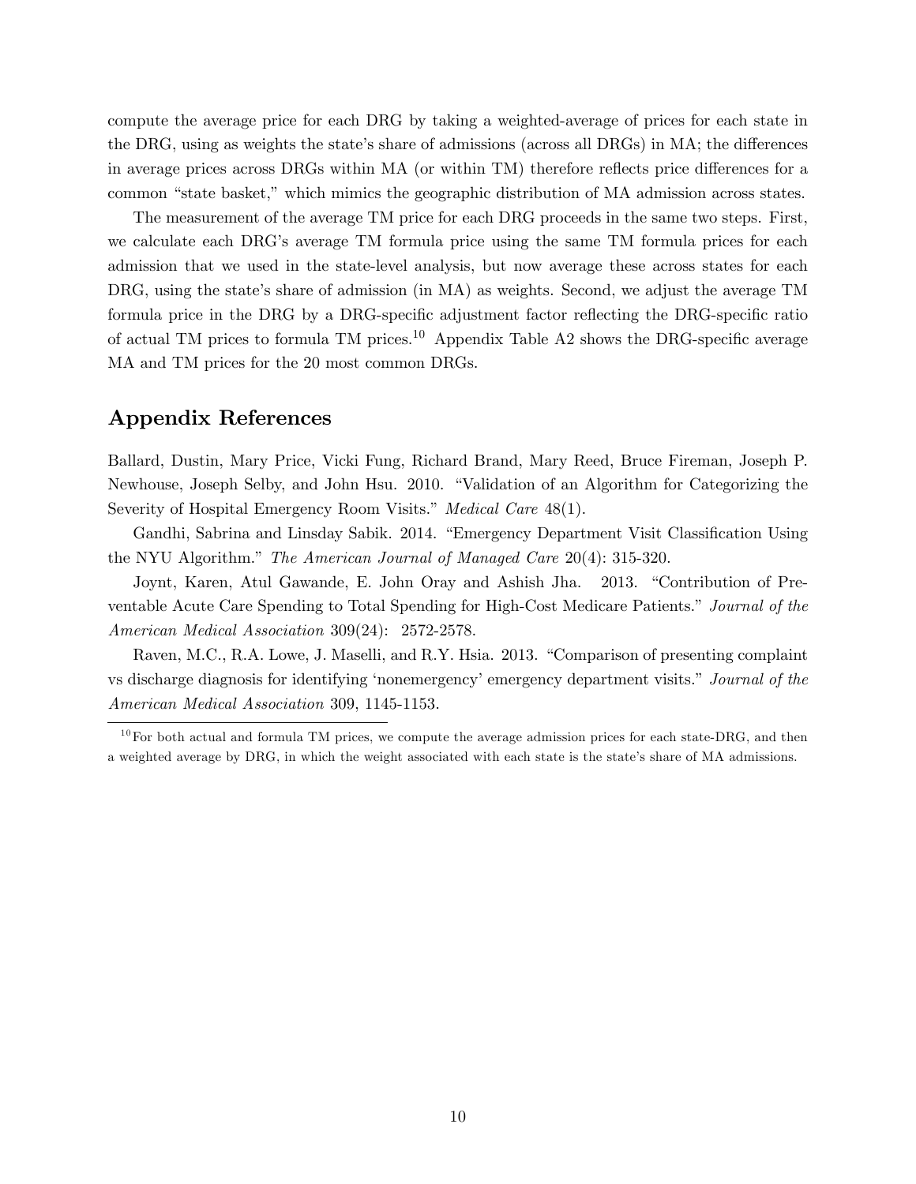compute the average price for each DRG by taking a weighted-average of prices for each state in the DRG, using as weights the state's share of admissions (across all DRGs) in MA; the differences in average prices across DRGs within MA (or within TM) therefore reflects price differences for a common "state basket," which mimics the geographic distribution of MA admission across states.

The measurement of the average TM price for each DRG proceeds in the same two steps. First, we calculate each DRG's average TM formula price using the same TM formula prices for each admission that we used in the state-level analysis, but now average these across states for each DRG, using the state's share of admission (in MA) as weights. Second, we adjust the average TM formula price in the DRG by a DRG-specific adjustment factor reflecting the DRG-specific ratio of actual TM prices to formula TM prices.[10] Appendix Table A2 shows the DRG-specific average MA and TM prices for the 20 most common DRGs.

## Appendix References

Ballard, Dustin, Mary Price, Vicki Fung, Richard Brand, Mary Reed, Bruce Fireman, Joseph P. Newhouse, Joseph Selby, and John Hsu. 2010. "Validation of an Algorithm for Categorizing the Severity of Hospital Emergency Room Visits." *Medical Care* 48(1).

Gandhi, Sabrina and Linsday Sabik. 2014. "Emergency Department Visit Classification Using the NYU Algorithm." *The American Journal of Managed Care* 20(4): 315-320.

Joynt, Karen, Atul Gawande, E. John Oray and Ashish Jha. 2013. "Contribution of Preventable Acute Care Spending to Total Spending for High-Cost Medicare Patients." *Journal of the American Medical Association* 309(24): 2572-2578.

Raven, M.C., R.A. Lowe, J. Maselli, and R.Y. Hsia. 2013. "Comparison of presenting complaint vs discharge diagnosis for identifying 'nonemergency' emergency department visits." *Journal of the American Medical Association* 309, 1145-1153.

[10] For both actual and formula TM prices, we compute the average admission prices for each state-DRG, and then a weighted average by DRG, in which the weight associated with each state is the state's share of MA admissions.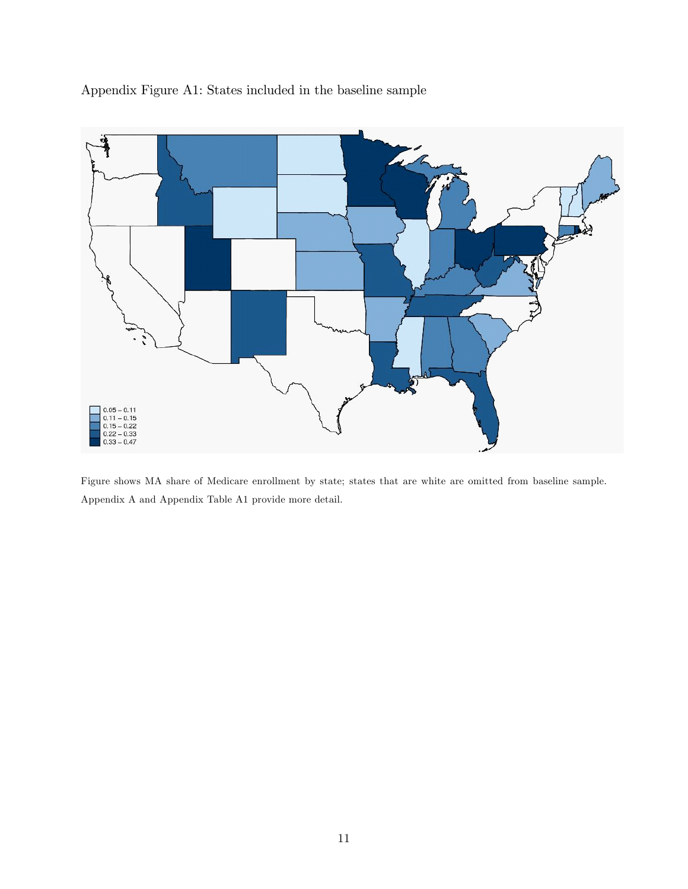Appendix Figure A1: States included in the baseline sample

0.05 – 0.11
0.11 – 0.15
0.15 – 0.22
0.22 – 0.33
0.33 – 0.47

Figure shows MA share of Medicare enrollment by state; states that are white are omitted from baseline sample. Appendix A and Appendix Table A1 provide more detail.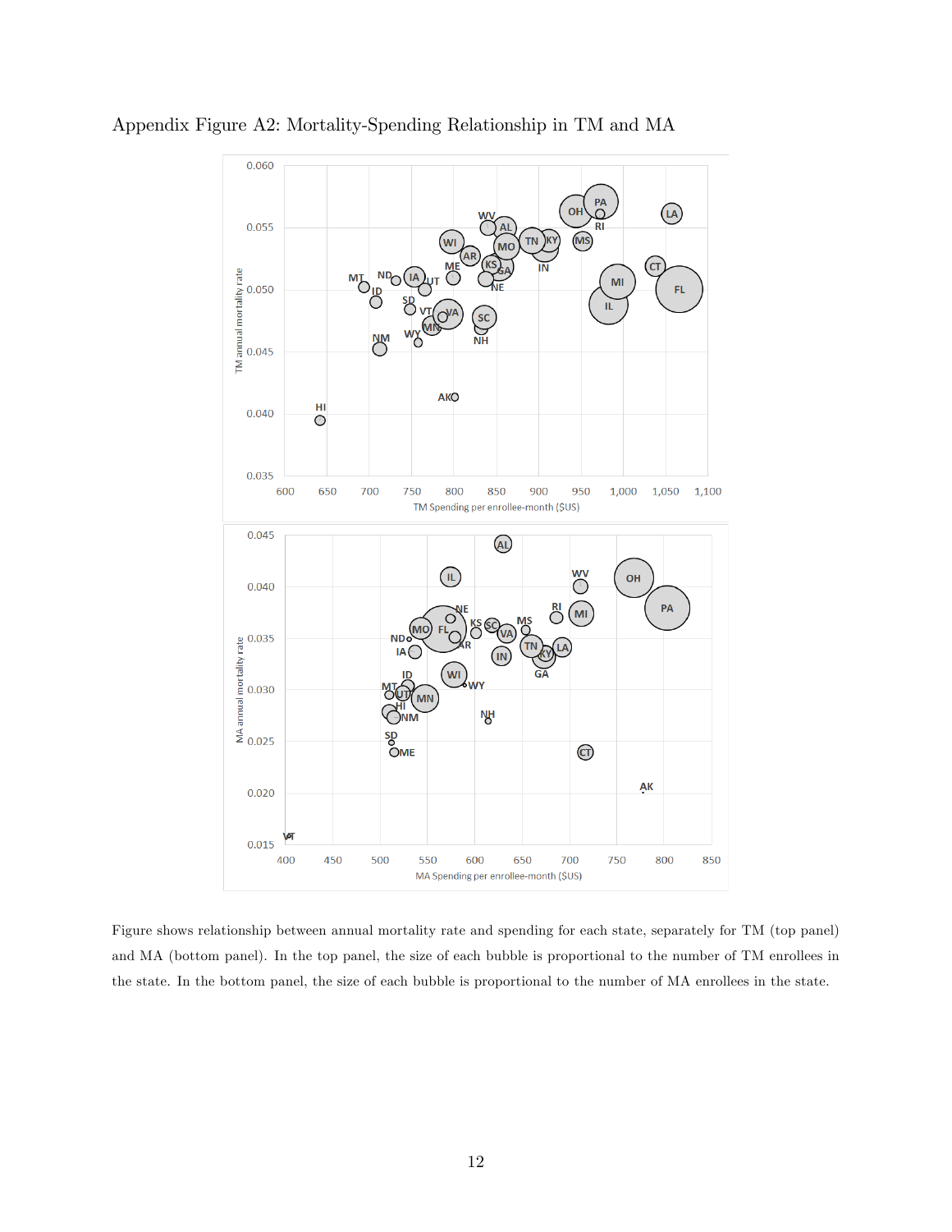Appendix Figure A2: Mortality-Spending Relationship in TM and MA

Figure shows relationship between annual mortality rate and spending for each state, separately for TM (top panel) and MA (bottom panel). In the top panel, the size of each bubble is proportional to the number of TM enrollees in the state. In the bottom panel, the size of each bubble is proportional to the number of MA enrollees in the state.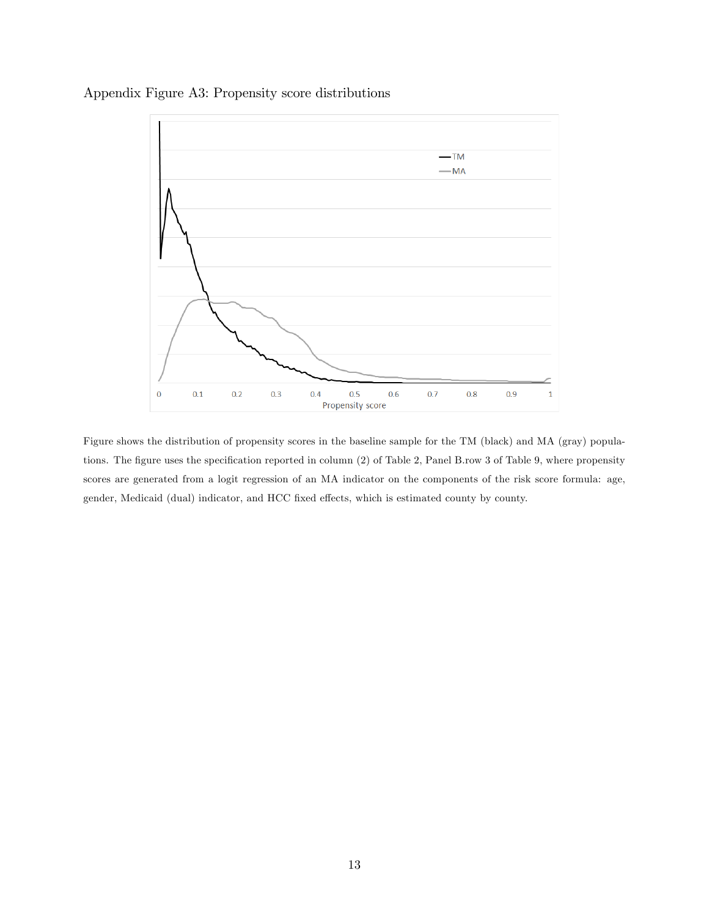Appendix Figure A3: Propensity score distributions

Figure shows the distribution of propensity scores in the baseline sample for the TM (black) and MA (gray) populations. The figure uses the specification reported in column (2) of Table 2, Panel B.row 3 of Table 9, where propensity scores are generated from a logit regression of an MA indicator on the components of the risk score formula: age, gender, Medicaid (dual) indicator, and HCC fixed effects, which is estimated county by county.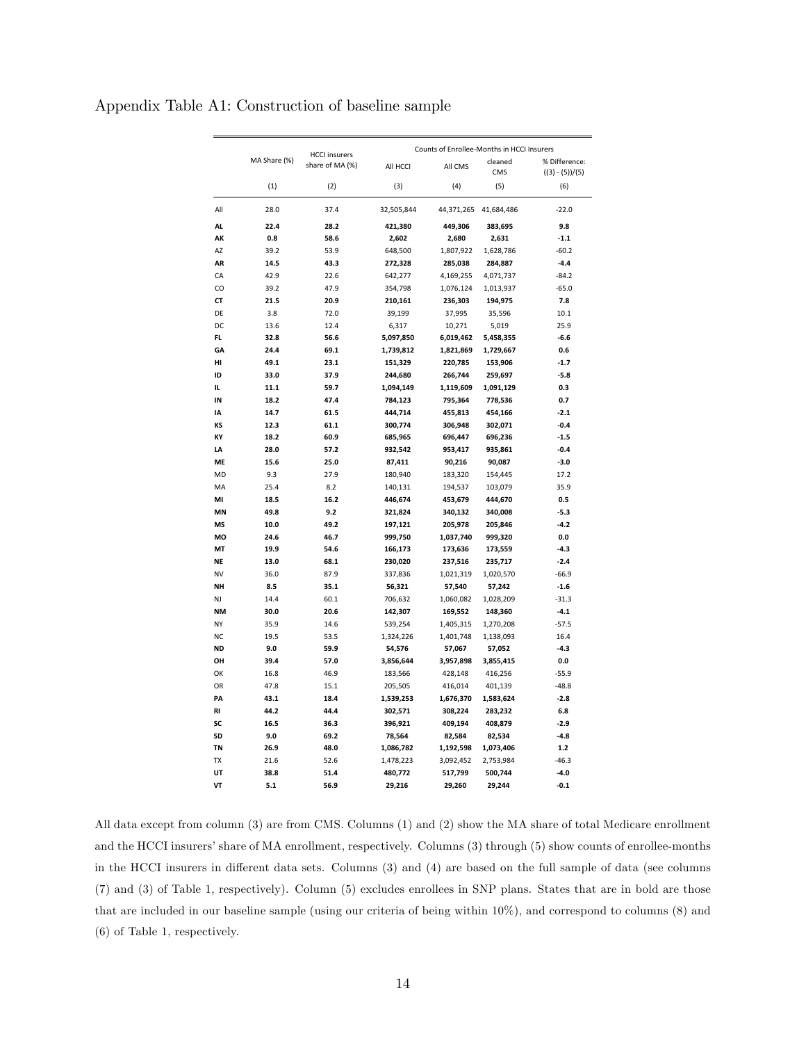Appendix Table A1: Construction of baseline sample

| | MA Share (%) | HCCI insurers share of MA (%) | Counts of Enrollee-Months in HCCI Insurers | | | |
|---|---|---|---|---|---|---|
| | | | All HCCI | All CMS | cleaned CMS | % Difference: ((3) - (5))/(5) |
| | (1) | (2) | (3) | (4) | (5) | (6) |
| All | 28.0 | 37.4 | 32,505,844 | 44,371,265 | 41,684,486 | -22.0 |
| **AL** | **22.4** | **28.2** | **421,380** | **449,306** | **383,695** | **9.8** |
| **AK** | **0.8** | **58.6** | **2,602** | **2,680** | **2,631** | **-1.1** |
| AZ | 39.2 | 53.9 | 648,500 | 1,807,922 | 1,628,786 | -60.2 |
| **AR** | **14.5** | **43.3** | **272,328** | **285,038** | **284,887** | **-4.4** |
| CA | 42.9 | 22.6 | 642,277 | 4,169,255 | 4,071,737 | -84.2 |
| CO | 39.2 | 47.9 | 354,798 | 1,076,124 | 1,013,937 | -65.0 |
| **CT** | **21.5** | **20.9** | **210,161** | **236,303** | **194,975** | **7.8** |
| DE | 3.8 | 72.0 | 39,199 | 37,995 | 35,596 | 10.1 |
| DC | 13.6 | 12.4 | 6,317 | 10,271 | 5,019 | 25.9 |
| **FL** | **32.8** | **56.6** | **5,097,850** | **6,019,462** | **5,458,355** | **-6.6** |
| **GA** | **24.4** | **69.1** | **1,739,812** | **1,821,869** | **1,729,667** | **0.6** |
| **HI** | **49.1** | **23.1** | **151,329** | **220,785** | **153,906** | **-1.7** |
| **ID** | **33.0** | **37.9** | **244,680** | **266,744** | **259,697** | **-5.8** |
| **IL** | **11.1** | **59.7** | **1,094,149** | **1,119,609** | **1,091,129** | **0.3** |
| **IN** | **18.2** | **47.4** | **784,123** | **795,364** | **778,536** | **0.7** |
| **IA** | **14.7** | **61.5** | **444,714** | **455,813** | **454,166** | **-2.1** |
| **KS** | **12.3** | **61.1** | **300,774** | **306,948** | **302,071** | **-0.4** |
| **KY** | **18.2** | **60.9** | **685,965** | **696,447** | **696,236** | **-1.5** |
| **LA** | **28.0** | **57.2** | **932,542** | **953,417** | **935,861** | **-0.4** |
| **ME** | **15.6** | **25.0** | **87,411** | **90,216** | **90,087** | **-3.0** |
| MD | 9.3 | 27.9 | 180,940 | 183,320 | 154,445 | 17.2 |
| MA | 25.4 | 8.2 | 140,131 | 194,537 | 103,079 | 35.9 |
| **MI** | **18.5** | **16.2** | **446,674** | **453,679** | **444,670** | **0.5** |
| **MN** | **49.8** | **9.2** | **321,824** | **340,132** | **340,008** | **-5.3** |
| **MS** | **10.0** | **49.2** | **197,121** | **205,978** | **205,846** | **-4.2** |
| **MO** | **24.6** | **46.7** | **999,750** | **1,037,740** | **999,320** | **0.0** |
| **MT** | **19.9** | **54.6** | **166,173** | **173,636** | **173,559** | **-4.3** |
| **NE** | **13.0** | **68.1** | **230,020** | **237,516** | **235,717** | **-2.4** |
| NV | 36.0 | 87.9 | 337,836 | 1,021,319 | 1,020,570 | -66.9 |
| **NH** | **8.5** | **35.1** | **56,321** | **57,540** | **57,242** | **-1.6** |
| NJ | 14.4 | 60.1 | 706,632 | 1,060,082 | 1,028,209 | -31.3 |
| **NM** | **30.0** | **20.6** | **142,307** | **169,552** | **148,360** | **-4.1** |
| NY | 35.9 | 14.6 | 539,254 | 1,405,315 | 1,270,208 | -57.5 |
| NC | 19.5 | 53.5 | 1,324,226 | 1,401,748 | 1,138,093 | 16.4 |
| **ND** | **9.0** | **59.9** | **54,576** | **57,067** | **57,052** | **-4.3** |
| **OH** | **39.4** | **57.0** | **3,856,644** | **3,957,898** | **3,855,415** | **0.0** |
| OK | 16.8 | 46.9 | 183,566 | 428,148 | 416,256 | -55.9 |
| OR | 47.8 | 15.1 | 205,505 | 416,014 | 401,139 | -48.8 |
| **PA** | **43.1** | **18.4** | **1,539,253** | **1,676,370** | **1,583,624** | **-2.8** |
| **RI** | **44.2** | **44.4** | **302,571** | **308,224** | **283,232** | **6.8** |
| **SC** | **16.5** | **36.3** | **396,921** | **409,194** | **408,879** | **-2.9** |
| **SD** | **9.0** | **69.2** | **78,564** | **82,584** | **82,534** | **-4.8** |
| **TN** | **26.9** | **48.0** | **1,086,782** | **1,192,598** | **1,073,406** | **1.2** |
| TX | 21.6 | 52.6 | 1,478,223 | 3,092,452 | 2,753,984 | -46.3 |
| **UT** | **38.8** | **51.4** | **480,772** | **517,799** | **500,744** | **-4.0** |
| **VT** | **5.1** | **56.9** | **29,216** | **29,260** | **29,244** | **-0.1** |

All data except from column (3) are from CMS. Columns (1) and (2) show the MA share of total Medicare enrollment and the HCCI insurers' share of MA enrollment, respectively. Columns (3) through (5) show counts of enrollee-months in the HCCI insurers in different data sets. Columns (3) and (4) are based on the full sample of data (see columns (7) and (3) of Table 1, respectively). Column (5) excludes enrollees in SNP plans. States that are in bold are those that are included in our baseline sample (using our criteria of being within 10%), and correspond to columns (8) and (6) of Table 1, respectively.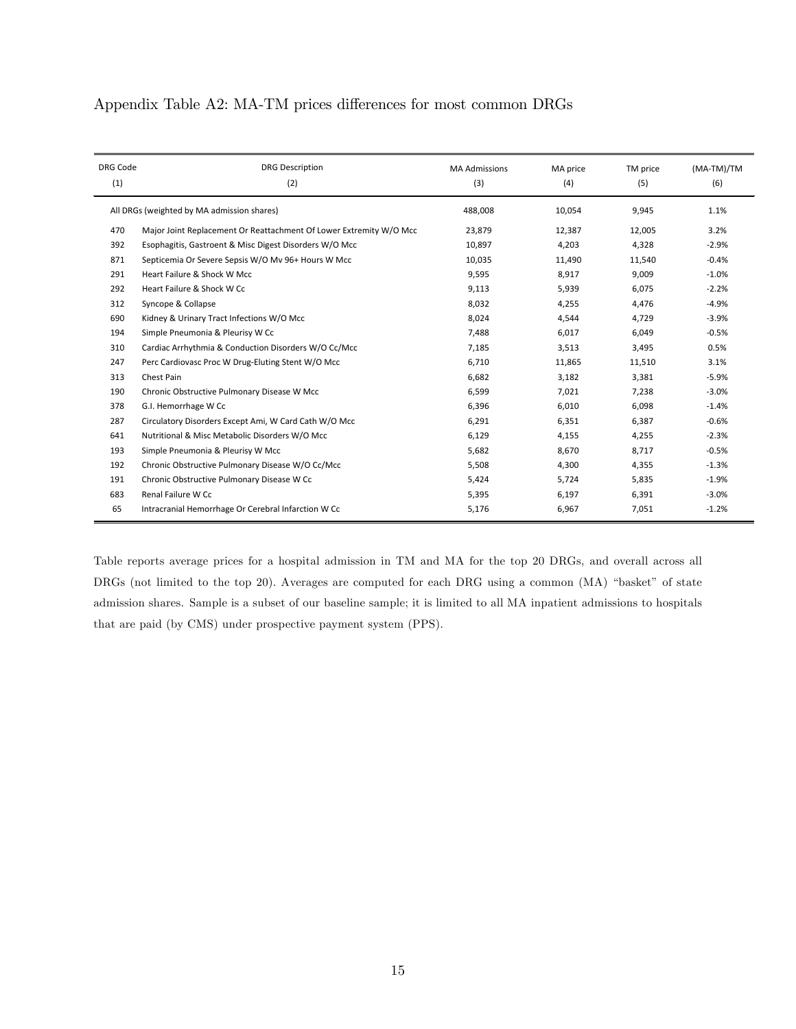Appendix Table A2: MA-TM prices differences for most common DRGs

| DRG Code (1) | DRG Description (2) | MA Admissions (3) | MA price (4) | TM price (5) | (MA-TM)/TM (6) |
|---|---|---|---|---|---|
| All DRGs (weighted by MA admission shares) | | 488,008 | 10,054 | 9,945 | 1.1% |
| 470 | Major Joint Replacement Or Reattachment Of Lower Extremity W/O Mcc | 23,879 | 12,387 | 12,005 | 3.2% |
| 392 | Esophagitis, Gastroent & Misc Digest Disorders W/O Mcc | 10,897 | 4,203 | 4,328 | -2.9% |
| 871 | Septicemia Or Severe Sepsis W/O Mv 96+ Hours W Mcc | 10,035 | 11,490 | 11,540 | -0.4% |
| 291 | Heart Failure & Shock W Mcc | 9,595 | 8,917 | 9,009 | -1.0% |
| 292 | Heart Failure & Shock W Cc | 9,113 | 5,939 | 6,075 | -2.2% |
| 312 | Syncope & Collapse | 8,032 | 4,255 | 4,476 | -4.9% |
| 690 | Kidney & Urinary Tract Infections W/O Mcc | 8,024 | 4,544 | 4,729 | -3.9% |
| 194 | Simple Pneumonia & Pleurisy W Cc | 7,488 | 6,017 | 6,049 | -0.5% |
| 310 | Cardiac Arrhythmia & Conduction Disorders W/O Cc/Mcc | 7,185 | 3,513 | 3,495 | 0.5% |
| 247 | Perc Cardiovasc Proc W Drug-Eluting Stent W/O Mcc | 6,710 | 11,865 | 11,510 | 3.1% |
| 313 | Chest Pain | 6,682 | 3,182 | 3,381 | -5.9% |
| 190 | Chronic Obstructive Pulmonary Disease W Mcc | 6,599 | 7,021 | 7,238 | -3.0% |
| 378 | G.I. Hemorrhage W Cc | 6,396 | 6,010 | 6,098 | -1.4% |
| 287 | Circulatory Disorders Except Ami, W Card Cath W/O Mcc | 6,291 | 6,351 | 6,387 | -0.6% |
| 641 | Nutritional & Misc Metabolic Disorders W/O Mcc | 6,129 | 4,155 | 4,255 | -2.3% |
| 193 | Simple Pneumonia & Pleurisy W Mcc | 5,682 | 8,670 | 8,717 | -0.5% |
| 192 | Chronic Obstructive Pulmonary Disease W/O Cc/Mcc | 5,508 | 4,300 | 4,355 | -1.3% |
| 191 | Chronic Obstructive Pulmonary Disease W Cc | 5,424 | 5,724 | 5,835 | -1.9% |
| 683 | Renal Failure W Cc | 5,395 | 6,197 | 6,391 | -3.0% |
| 65 | Intracranial Hemorrhage Or Cerebral Infarction W Cc | 5,176 | 6,967 | 7,051 | -1.2% |

Table reports average prices for a hospital admission in TM and MA for the top 20 DRGs, and overall across all DRGs (not limited to the top 20). Averages are computed for each DRG using a common (MA) "basket" of state admission shares. Sample is a subset of our baseline sample; it is limited to all MA inpatient admissions to hospitals that are paid (by CMS) under prospective payment system (PPS).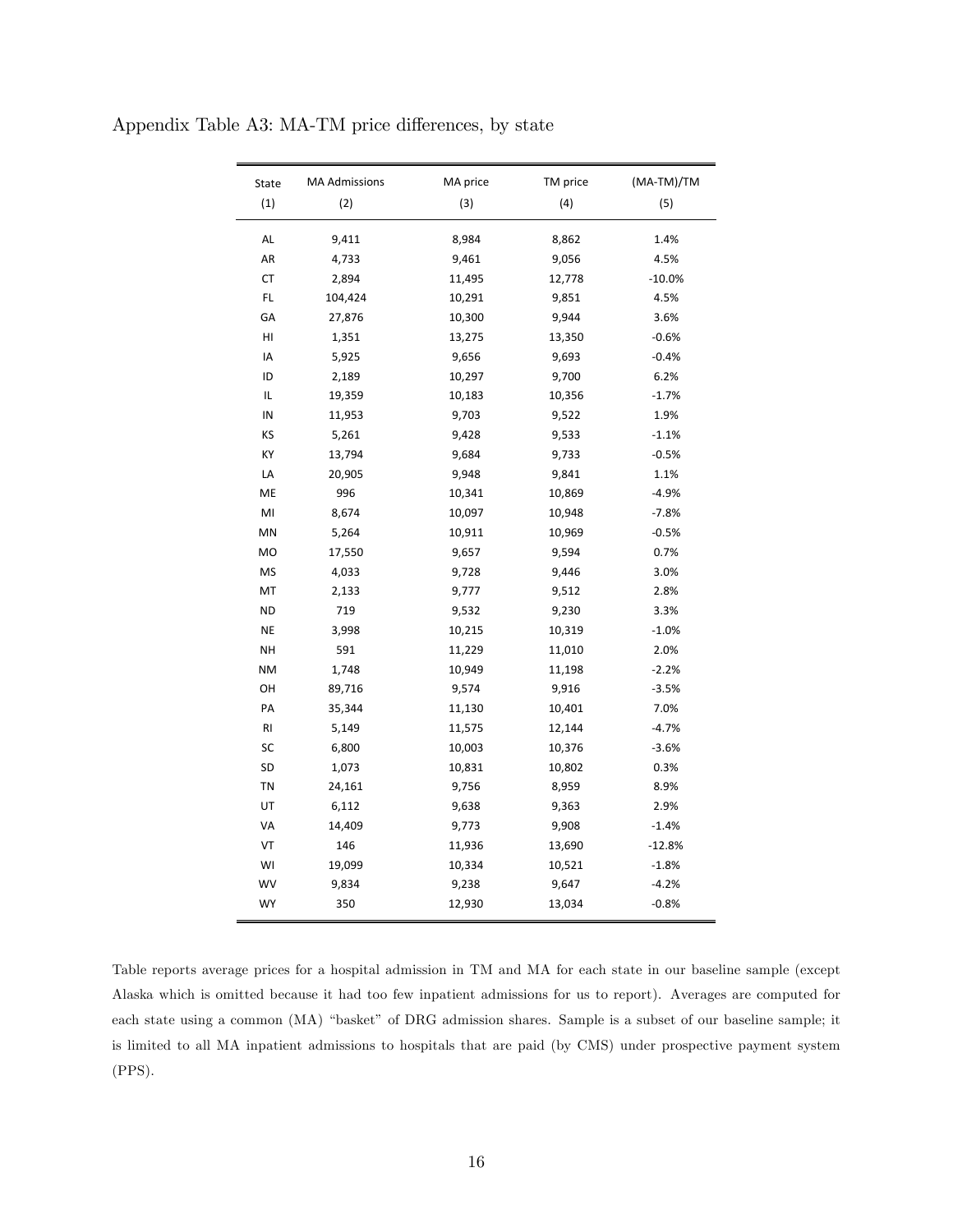Appendix Table A3: MA-TM price differences, by state

| State | MA Admissions | MA price | TM price | (MA-TM)/TM |
|---|---|---|---|---|
| (1) | (2) | (3) | (4) | (5) |
| AL | 9,411 | 8,984 | 8,862 | 1.4% |
| AR | 4,733 | 9,461 | 9,056 | 4.5% |
| CT | 2,894 | 11,495 | 12,778 | -10.0% |
| FL | 104,424 | 10,291 | 9,851 | 4.5% |
| GA | 27,876 | 10,300 | 9,944 | 3.6% |
| HI | 1,351 | 13,275 | 13,350 | -0.6% |
| IA | 5,925 | 9,656 | 9,693 | -0.4% |
| ID | 2,189 | 10,297 | 9,700 | 6.2% |
| IL | 19,359 | 10,183 | 10,356 | -1.7% |
| IN | 11,953 | 9,703 | 9,522 | 1.9% |
| KS | 5,261 | 9,428 | 9,533 | -1.1% |
| KY | 13,794 | 9,684 | 9,733 | -0.5% |
| LA | 20,905 | 9,948 | 9,841 | 1.1% |
| ME | 996 | 10,341 | 10,869 | -4.9% |
| MI | 8,674 | 10,097 | 10,948 | -7.8% |
| MN | 5,264 | 10,911 | 10,969 | -0.5% |
| MO | 17,550 | 9,657 | 9,594 | 0.7% |
| MS | 4,033 | 9,728 | 9,446 | 3.0% |
| MT | 2,133 | 9,777 | 9,512 | 2.8% |
| ND | 719 | 9,532 | 9,230 | 3.3% |
| NE | 3,998 | 10,215 | 10,319 | -1.0% |
| NH | 591 | 11,229 | 11,010 | 2.0% |
| NM | 1,748 | 10,949 | 11,198 | -2.2% |
| OH | 89,716 | 9,574 | 9,916 | -3.5% |
| PA | 35,344 | 11,130 | 10,401 | 7.0% |
| RI | 5,149 | 11,575 | 12,144 | -4.7% |
| SC | 6,800 | 10,003 | 10,376 | -3.6% |
| SD | 1,073 | 10,831 | 10,802 | 0.3% |
| TN | 24,161 | 9,756 | 8,959 | 8.9% |
| UT | 6,112 | 9,638 | 9,363 | 2.9% |
| VA | 14,409 | 9,773 | 9,908 | -1.4% |
| VT | 146 | 11,936 | 13,690 | -12.8% |
| WI | 19,099 | 10,334 | 10,521 | -1.8% |
| WV | 9,834 | 9,238 | 9,647 | -4.2% |
| WY | 350 | 12,930 | 13,034 | -0.8% |

Table reports average prices for a hospital admission in TM and MA for each state in our baseline sample (except Alaska which is omitted because it had too few inpatient admissions for us to report). Averages are computed for each state using a common (MA) "basket" of DRG admission shares. Sample is a subset of our baseline sample; it is limited to all MA inpatient admissions to hospitals that are paid (by CMS) under prospective payment system (PPS).